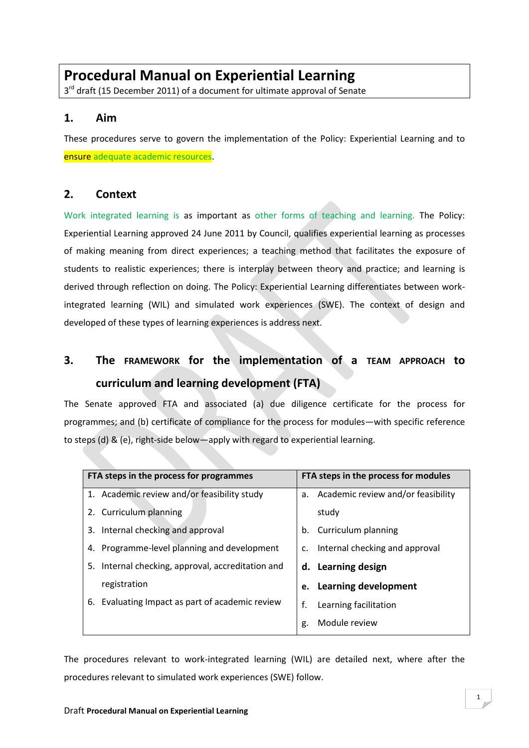# Procedural Manual on Experiential Learning

3rd draft (15 December 2011) of a document for ultimate approval of Senate

## 1. Aim

These procedures serve to govern the implementation of the Policy: Experiential Learning and to ensure adequate academic resources.

## 2. Context

Work integrated learning is as important as other forms of teaching and learning. The Policy: Experiential Learning approved 24 June 2011 by Council, qualifies experiential learning as processes of making meaning from direct experiences; a teaching method that facilitates the exposure of students to realistic experiences; there is interplay between theory and practice; and learning is derived through reflection on doing. The Policy: Experiential Learning differentiates between work-integrated learning (WIL) and simulated work experiences (SWE). The context of design and developed of these types of learning experiences is address next.

## 3. The FRAMEWORK for the implementation of a TEAM APPROACH to curriculum and learning development (FTA)

The Senate approved FTA and associated (a) due diligence certificate for the process for programmes; and (b) certificate of compliance for the process for modules—with specific reference to steps (d) & (e), right-side below—apply with regard to experiential learning.

| FTA steps in the process for programmes | FTA steps in the process for modules |
|---|---|
| 1. Academic review and/or feasibility study | a. Academic review and/or feasibility study |
| 2. Curriculum planning | b. Curriculum planning |
| 3. Internal checking and approval | c. Internal checking and approval |
| 4. Programme-level planning and development | **d. Learning design** |
| 5. Internal checking, approval, accreditation and registration | **e. Learning development** |
| 6. Evaluating Impact as part of academic review | f. Learning facilitation |
| | g. Module review |

The procedures relevant to work-integrated learning (WIL) are detailed next, where after the procedures relevant to simulated work experiences (SWE) follow.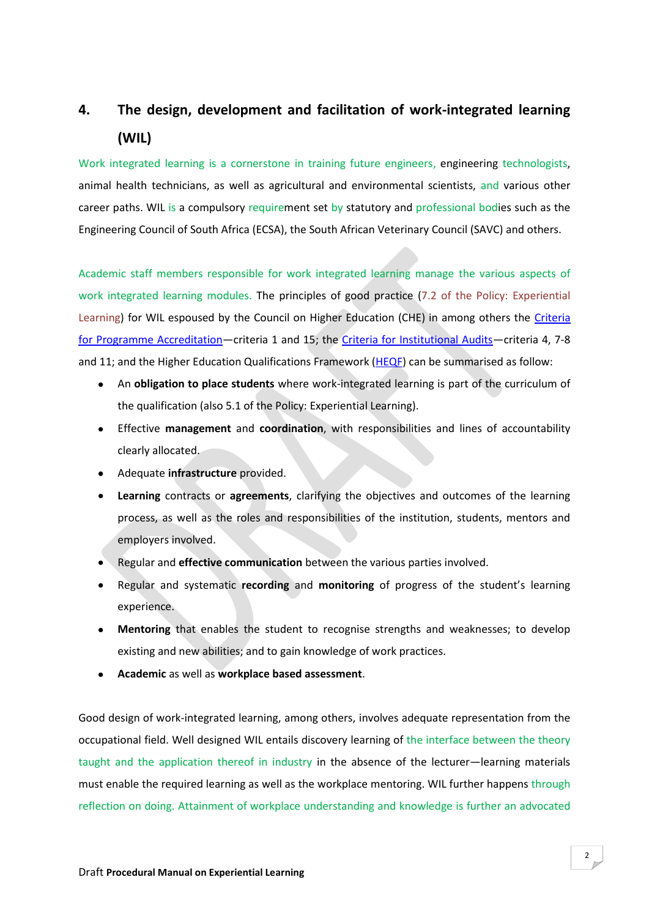# 4. The design, development and facilitation of work-integrated learning (WIL)

Work integrated learning is a cornerstone in training future engineers, engineering technologists, animal health technicians, as well as agricultural and environmental scientists, and various other career paths. WIL is a compulsory requirement set by statutory and professional bodies such as the Engineering Council of South Africa (ECSA), the South African Veterinary Council (SAVC) and others.

Academic staff members responsible for work integrated learning manage the various aspects of work integrated learning modules. The principles of good practice (7.2 of the Policy: Experiential Learning) for WIL espoused by the Council on Higher Education (CHE) in among others the Criteria for Programme Accreditation—criteria 1 and 15; the Criteria for Institutional Audits—criteria 4, 7-8 and 11; and the Higher Education Qualifications Framework (HEQF) can be summarised as follow:

- An **obligation to place students** where work-integrated learning is part of the curriculum of the qualification (also 5.1 of the Policy: Experiential Learning).
- Effective **management** and **coordination**, with responsibilities and lines of accountability clearly allocated.
- Adequate **infrastructure** provided.
- **Learning** contracts or **agreements**, clarifying the objectives and outcomes of the learning process, as well as the roles and responsibilities of the institution, students, mentors and employers involved.
- Regular and **effective communication** between the various parties involved.
- Regular and systematic **recording** and **monitoring** of progress of the student's learning experience.
- **Mentoring** that enables the student to recognise strengths and weaknesses; to develop existing and new abilities; and to gain knowledge of work practices.
- **Academic** as well as **workplace based assessment**.

Good design of work-integrated learning, among others, involves adequate representation from the occupational field. Well designed WIL entails discovery learning of the interface between the theory taught and the application thereof in industry in the absence of the lecturer—learning materials must enable the required learning as well as the workplace mentoring. WIL further happens through reflection on doing. Attainment of workplace understanding and knowledge is further an advocated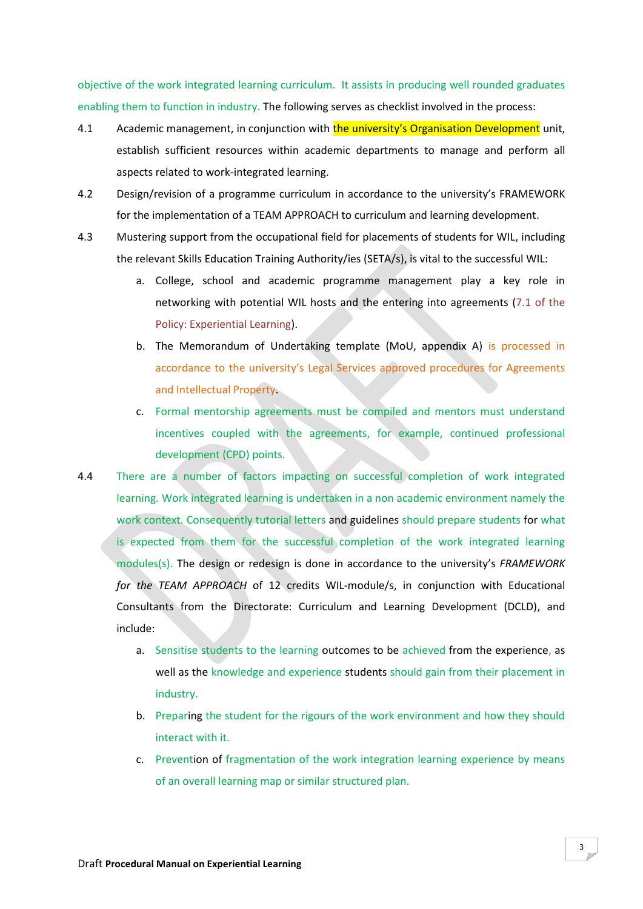objective of the work integrated learning curriculum. It assists in producing well rounded graduates enabling them to function in industry. The following serves as checklist involved in the process:

4.1 Academic management, in conjunction with the university's Organisation Development unit, establish sufficient resources within academic departments to manage and perform all aspects related to work-integrated learning.

4.2 Design/revision of a programme curriculum in accordance to the university's FRAMEWORK for the implementation of a TEAM APPROACH to curriculum and learning development.

4.3 Mustering support from the occupational field for placements of students for WIL, including the relevant Skills Education Training Authority/ies (SETA/s), is vital to the successful WIL:

   a. College, school and academic programme management play a key role in networking with potential WIL hosts and the entering into agreements (7.1 of the Policy: Experiential Learning).

   b. The Memorandum of Undertaking template (MoU, appendix A) is processed in accordance to the university's Legal Services approved procedures for Agreements and Intellectual Property.

   c. Formal mentorship agreements must be compiled and mentors must understand incentives coupled with the agreements, for example, continued professional development (CPD) points.

4.4 There are a number of factors impacting on successful completion of work integrated learning. Work integrated learning is undertaken in a non academic environment namely the work context. Consequently tutorial letters and guidelines should prepare students for what is expected from them for the successful completion of the work integrated learning modules(s). The design or redesign is done in accordance to the university's *FRAMEWORK for the TEAM APPROACH* of 12 credits WIL-module/s, in conjunction with Educational Consultants from the Directorate: Curriculum and Learning Development (DCLD), and include:

   a. Sensitise students to the learning outcomes to be achieved from the experience, as well as the knowledge and experience students should gain from their placement in industry.

   b. Preparing the student for the rigours of the work environment and how they should interact with it.

   c. Prevention of fragmentation of the work integration learning experience by means of an overall learning map or similar structured plan.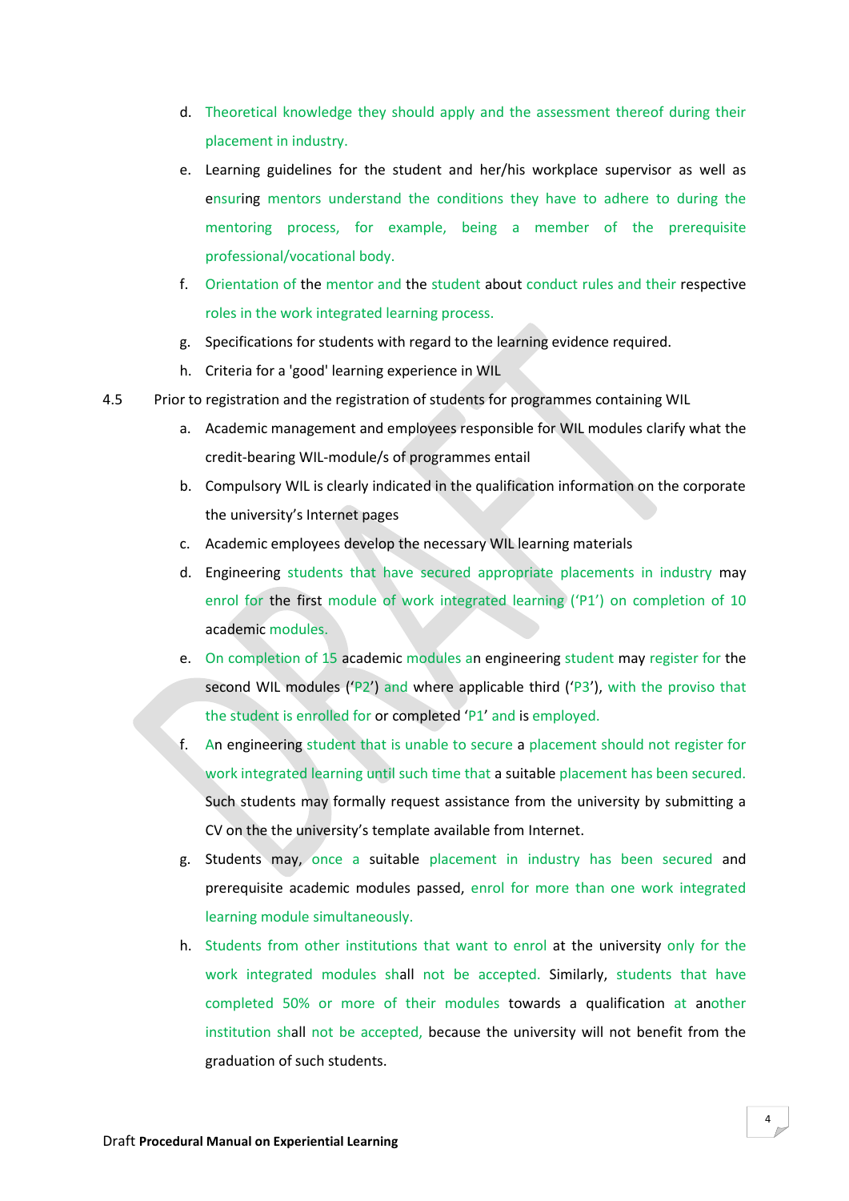d. Theoretical knowledge they should apply and the assessment thereof during their placement in industry.

e. Learning guidelines for the student and her/his workplace supervisor as well as ensuring mentors understand the conditions they have to adhere to during the mentoring process, for example, being a member of the prerequisite professional/vocational body.

f. Orientation of the mentor and the student about conduct rules and their respective roles in the work integrated learning process.

g. Specifications for students with regard to the learning evidence required.

h. Criteria for a 'good' learning experience in WIL

4.5 Prior to registration and the registration of students for programmes containing WIL

a. Academic management and employees responsible for WIL modules clarify what the credit-bearing WIL-module/s of programmes entail

b. Compulsory WIL is clearly indicated in the qualification information on the corporate the university's Internet pages

c. Academic employees develop the necessary WIL learning materials

d. Engineering students that have secured appropriate placements in industry may enrol for the first module of work integrated learning ('P1') on completion of 10 academic modules.

e. On completion of 15 academic modules an engineering student may register for the second WIL modules ('P2') and where applicable third ('P3'), with the proviso that the student is enrolled for or completed 'P1' and is employed.

f. An engineering student that is unable to secure a placement should not register for work integrated learning until such time that a suitable placement has been secured. Such students may formally request assistance from the university by submitting a CV on the the university's template available from Internet.

g. Students may, once a suitable placement in industry has been secured and prerequisite academic modules passed, enrol for more than one work integrated learning module simultaneously.

h. Students from other institutions that want to enrol at the university only for the work integrated modules shall not be accepted. Similarly, students that have completed 50% or more of their modules towards a qualification at another institution shall not be accepted, because the university will not benefit from the graduation of such students.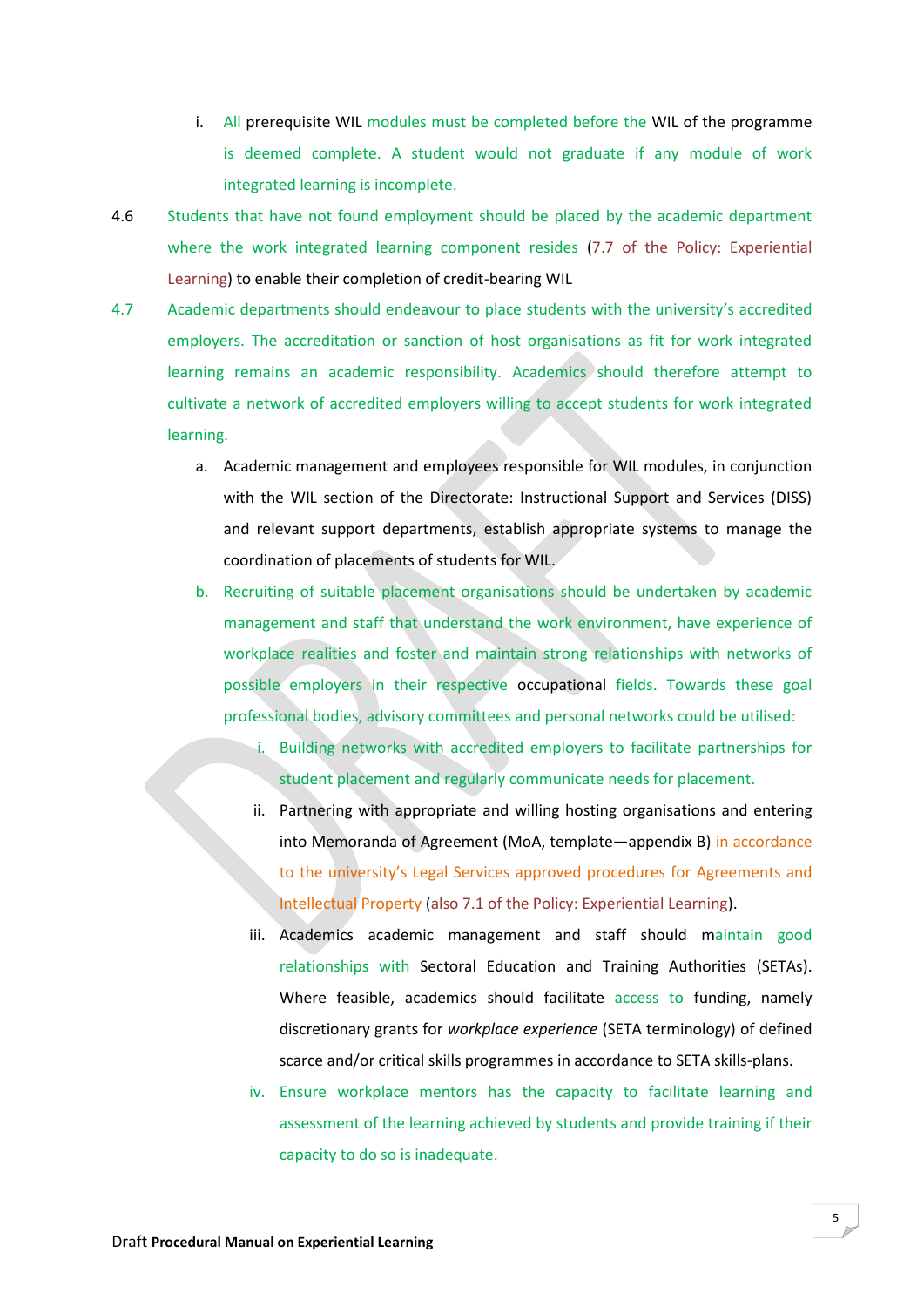i. All prerequisite WIL modules must be completed before the WIL of the programme is deemed complete. A student would not graduate if any module of work integrated learning is incomplete.

4.6 Students that have not found employment should be placed by the academic department where the work integrated learning component resides (7.7 of the Policy: Experiential Learning) to enable their completion of credit-bearing WIL

4.7 Academic departments should endeavour to place students with the university's accredited employers. The accreditation or sanction of host organisations as fit for work integrated learning remains an academic responsibility. Academics should therefore attempt to cultivate a network of accredited employers willing to accept students for work integrated learning.

a. Academic management and employees responsible for WIL modules, in conjunction with the WIL section of the Directorate: Instructional Support and Services (DISS) and relevant support departments, establish appropriate systems to manage the coordination of placements of students for WIL.

b. Recruiting of suitable placement organisations should be undertaken by academic management and staff that understand the work environment, have experience of workplace realities and foster and maintain strong relationships with networks of possible employers in their respective occupational fields. Towards these goal professional bodies, advisory committees and personal networks could be utilised:

i. Building networks with accredited employers to facilitate partnerships for student placement and regularly communicate needs for placement.

ii. Partnering with appropriate and willing hosting organisations and entering into Memoranda of Agreement (MoA, template—appendix B) in accordance to the university's Legal Services approved procedures for Agreements and Intellectual Property (also 7.1 of the Policy: Experiential Learning).

iii. Academics academic management and staff should maintain good relationships with Sectoral Education and Training Authorities (SETAs). Where feasible, academics should facilitate access to funding, namely discretionary grants for *workplace experience* (SETA terminology) of defined scarce and/or critical skills programmes in accordance to SETA skills-plans.

iv. Ensure workplace mentors has the capacity to facilitate learning and assessment of the learning achieved by students and provide training if their capacity to do so is inadequate.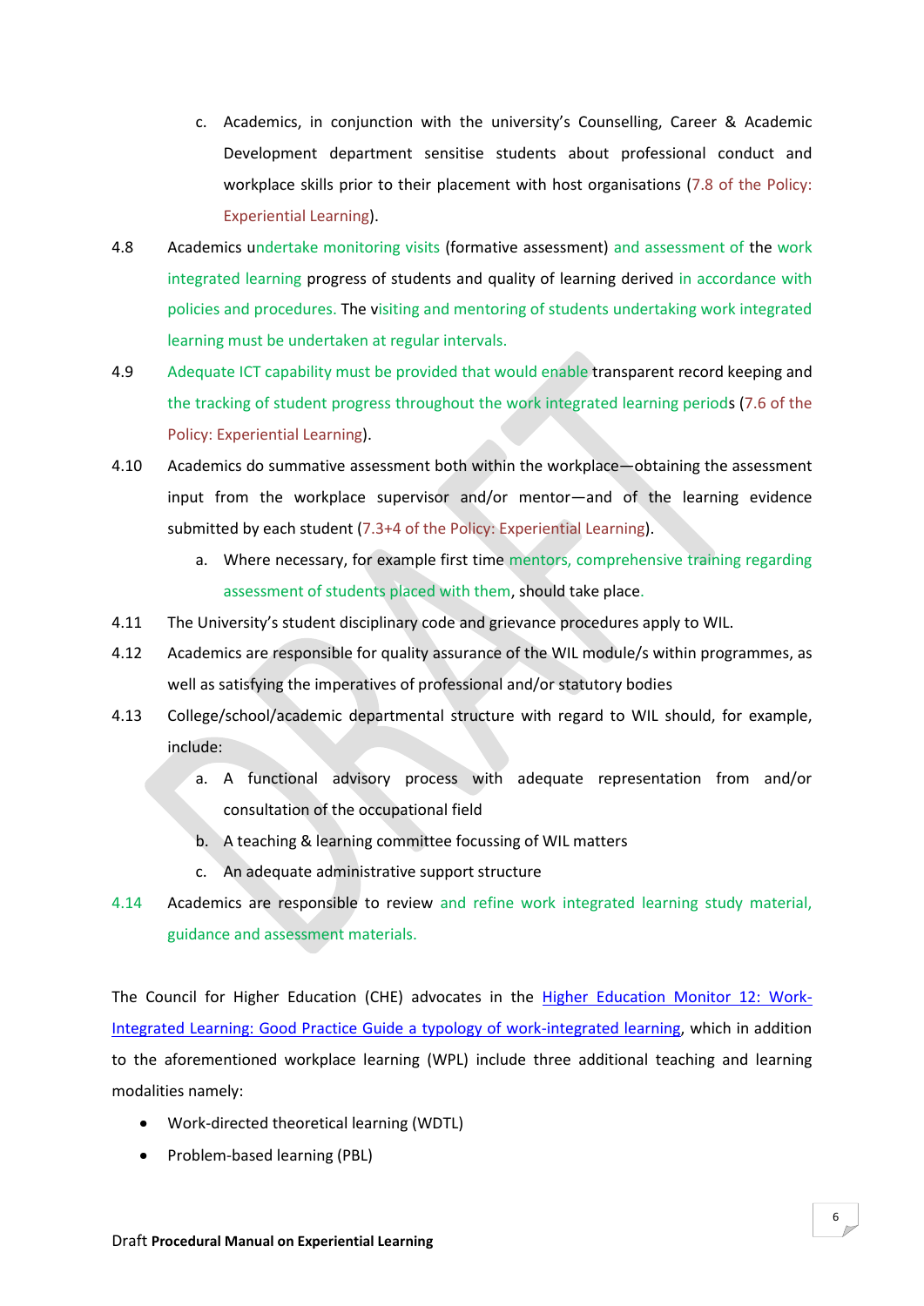c. Academics, in conjunction with the university's Counselling, Career & Academic Development department sensitise students about professional conduct and workplace skills prior to their placement with host organisations (7.8 of the Policy: Experiential Learning).

4.8 Academics undertake monitoring visits (formative assessment) and assessment of the work integrated learning progress of students and quality of learning derived in accordance with policies and procedures. The visiting and mentoring of students undertaking work integrated learning must be undertaken at regular intervals.

4.9 Adequate ICT capability must be provided that would enable transparent record keeping and the tracking of student progress throughout the work integrated learning periods (7.6 of the Policy: Experiential Learning).

4.10 Academics do summative assessment both within the workplace—obtaining the assessment input from the workplace supervisor and/or mentor—and of the learning evidence submitted by each student (7.3+4 of the Policy: Experiential Learning).

a. Where necessary, for example first time mentors, comprehensive training regarding assessment of students placed with them, should take place.

4.11 The University's student disciplinary code and grievance procedures apply to WIL.

4.12 Academics are responsible for quality assurance of the WIL module/s within programmes, as well as satisfying the imperatives of professional and/or statutory bodies

4.13 College/school/academic departmental structure with regard to WIL should, for example, include:

a. A functional advisory process with adequate representation from and/or consultation of the occupational field

b. A teaching & learning committee focussing of WIL matters

c. An adequate administrative support structure

4.14 Academics are responsible to review and refine work integrated learning study material, guidance and assessment materials.

The Council for Higher Education (CHE) advocates in the [Higher Education Monitor 12: Work-Integrated Learning: Good Practice Guide a typology of work-integrated learning], which in addition to the aforementioned workplace learning (WPL) include three additional teaching and learning modalities namely:

- Work-directed theoretical learning (WDTL)
- Problem-based learning (PBL)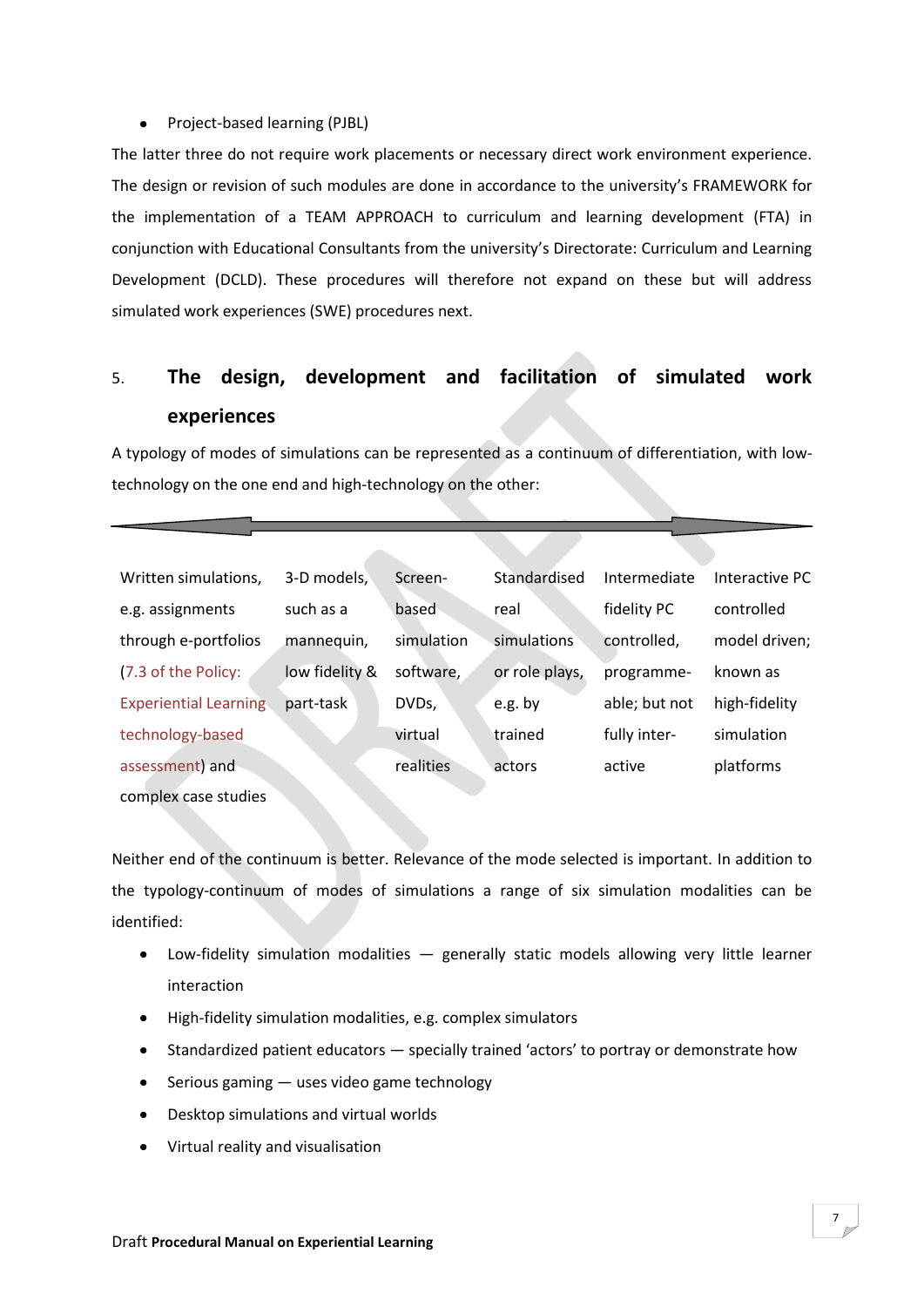- Project-based learning (PJBL)

The latter three do not require work placements or necessary direct work environment experience. The design or revision of such modules are done in accordance to the university's FRAMEWORK for the implementation of a TEAM APPROACH to curriculum and learning development (FTA) in conjunction with Educational Consultants from the university's Directorate: Curriculum and Learning Development (DCLD). These procedures will therefore not expand on these but will address simulated work experiences (SWE) procedures next.

## 5. The design, development and facilitation of simulated work experiences

A typology of modes of simulations can be represented as a continuum of differentiation, with low-technology on the one end and high-technology on the other:

| Written simulations, e.g. assignments through e-portfolios (7.3 of the Policy: Experiential Learning technology-based assessment) and complex case studies | 3-D models, such as a mannequin, low fidelity & part-task | Screen-based simulation software, DVDs, virtual realities | Standardised real simulations or role plays, e.g. by trained actors | Intermediate fidelity PC controlled, programme-able; but not fully inter-active | Interactive PC controlled model driven; known as high-fidelity simulation platforms |
|---|---|---|---|---|---|

Neither end of the continuum is better. Relevance of the mode selected is important. In addition to the typology-continuum of modes of simulations a range of six simulation modalities can be identified:

- Low-fidelity simulation modalities — generally static models allowing very little learner interaction
- High-fidelity simulation modalities, e.g. complex simulators
- Standardized patient educators — specially trained 'actors' to portray or demonstrate how
- Serious gaming — uses video game technology
- Desktop simulations and virtual worlds
- Virtual reality and visualisation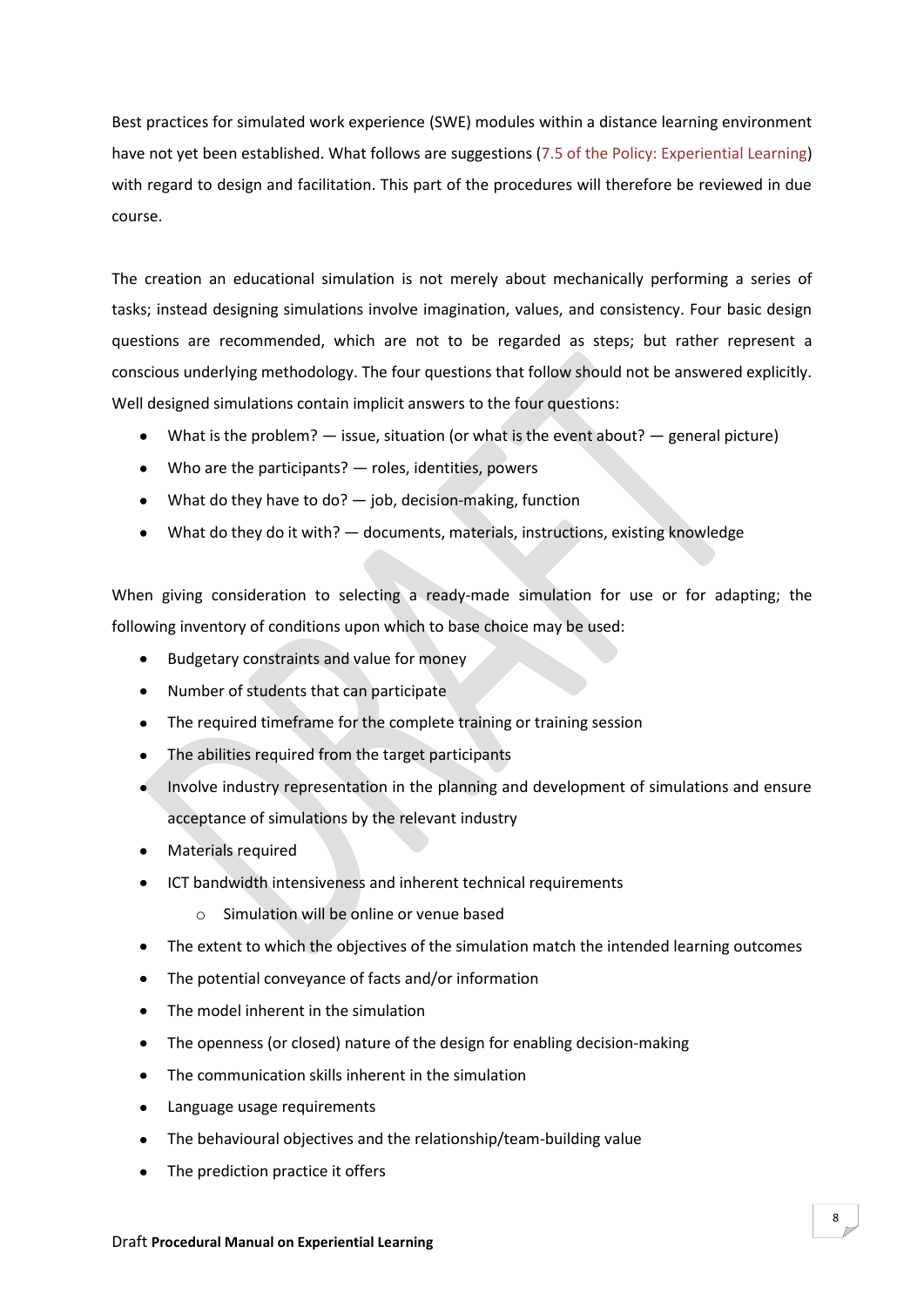Best practices for simulated work experience (SWE) modules within a distance learning environment have not yet been established. What follows are suggestions (7.5 of the Policy: Experiential Learning) with regard to design and facilitation. This part of the procedures will therefore be reviewed in due course.

The creation an educational simulation is not merely about mechanically performing a series of tasks; instead designing simulations involve imagination, values, and consistency. Four basic design questions are recommended, which are not to be regarded as steps; but rather represent a conscious underlying methodology. The four questions that follow should not be answered explicitly. Well designed simulations contain implicit answers to the four questions:

- What is the problem? — issue, situation (or what is the event about? — general picture)
- Who are the participants? — roles, identities, powers
- What do they have to do? — job, decision-making, function
- What do they do it with? — documents, materials, instructions, existing knowledge

When giving consideration to selecting a ready-made simulation for use or for adapting; the following inventory of conditions upon which to base choice may be used:

- Budgetary constraints and value for money
- Number of students that can participate
- The required timeframe for the complete training or training session
- The abilities required from the target participants
- Involve industry representation in the planning and development of simulations and ensure acceptance of simulations by the relevant industry
- Materials required
- ICT bandwidth intensiveness and inherent technical requirements
  - Simulation will be online or venue based
- The extent to which the objectives of the simulation match the intended learning outcomes
- The potential conveyance of facts and/or information
- The model inherent in the simulation
- The openness (or closed) nature of the design for enabling decision-making
- The communication skills inherent in the simulation
- Language usage requirements
- The behavioural objectives and the relationship/team-building value
- The prediction practice it offers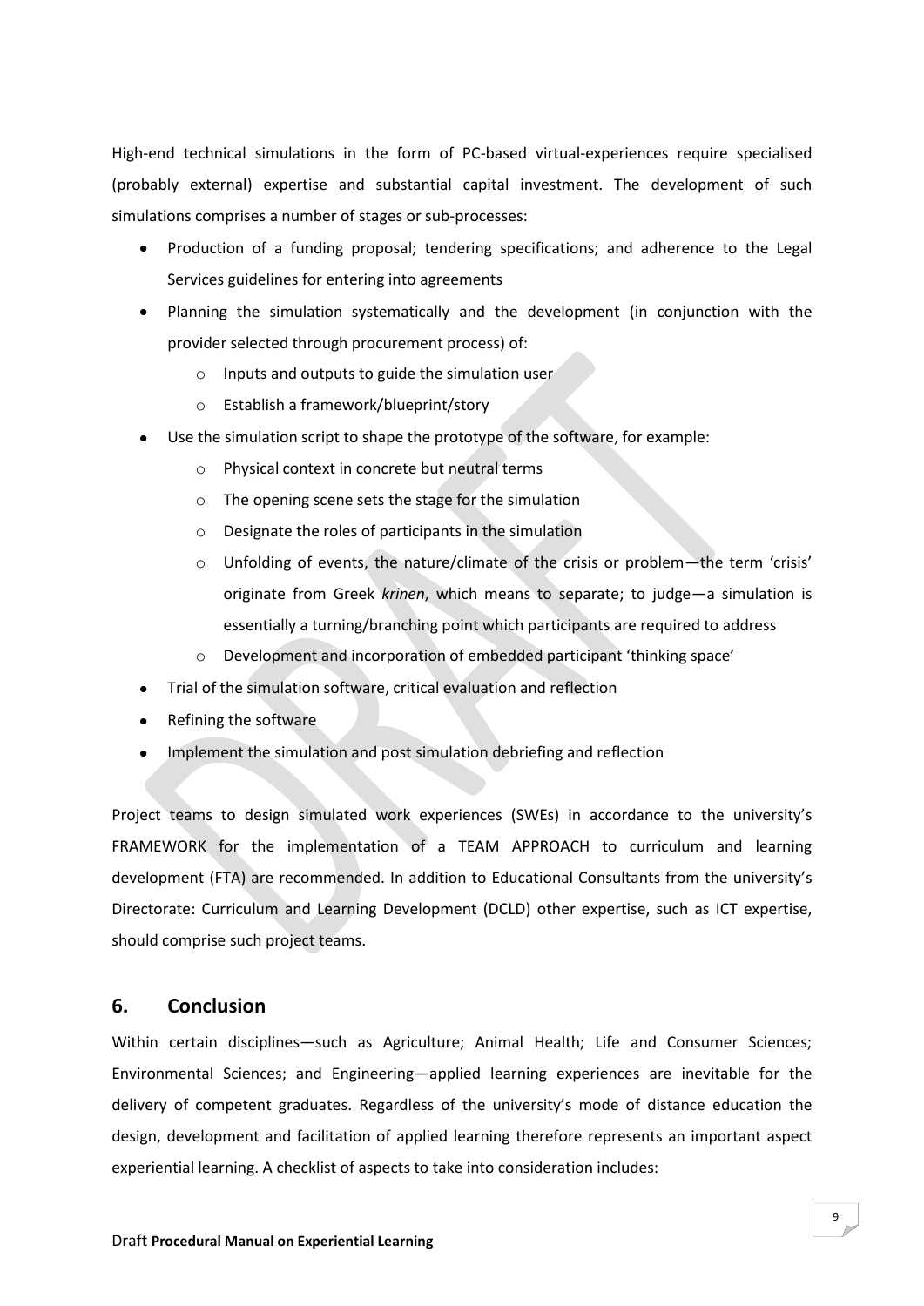High-end technical simulations in the form of PC-based virtual-experiences require specialised (probably external) expertise and substantial capital investment. The development of such simulations comprises a number of stages or sub-processes:

- Production of a funding proposal; tendering specifications; and adherence to the Legal Services guidelines for entering into agreements
- Planning the simulation systematically and the development (in conjunction with the provider selected through procurement process) of:
  - Inputs and outputs to guide the simulation user
  - Establish a framework/blueprint/story
- Use the simulation script to shape the prototype of the software, for example:
  - Physical context in concrete but neutral terms
  - The opening scene sets the stage for the simulation
  - Designate the roles of participants in the simulation
  - Unfolding of events, the nature/climate of the crisis or problem—the term 'crisis' originate from Greek *krinen*, which means to separate; to judge—a simulation is essentially a turning/branching point which participants are required to address
  - Development and incorporation of embedded participant 'thinking space'
- Trial of the simulation software, critical evaluation and reflection
- Refining the software
- Implement the simulation and post simulation debriefing and reflection

Project teams to design simulated work experiences (SWEs) in accordance to the university's FRAMEWORK for the implementation of a TEAM APPROACH to curriculum and learning development (FTA) are recommended. In addition to Educational Consultants from the university's Directorate: Curriculum and Learning Development (DCLD) other expertise, such as ICT expertise, should comprise such project teams.

## 6. Conclusion

Within certain disciplines—such as Agriculture; Animal Health; Life and Consumer Sciences; Environmental Sciences; and Engineering—applied learning experiences are inevitable for the delivery of competent graduates. Regardless of the university's mode of distance education the design, development and facilitation of applied learning therefore represents an important aspect experiential learning. A checklist of aspects to take into consideration includes: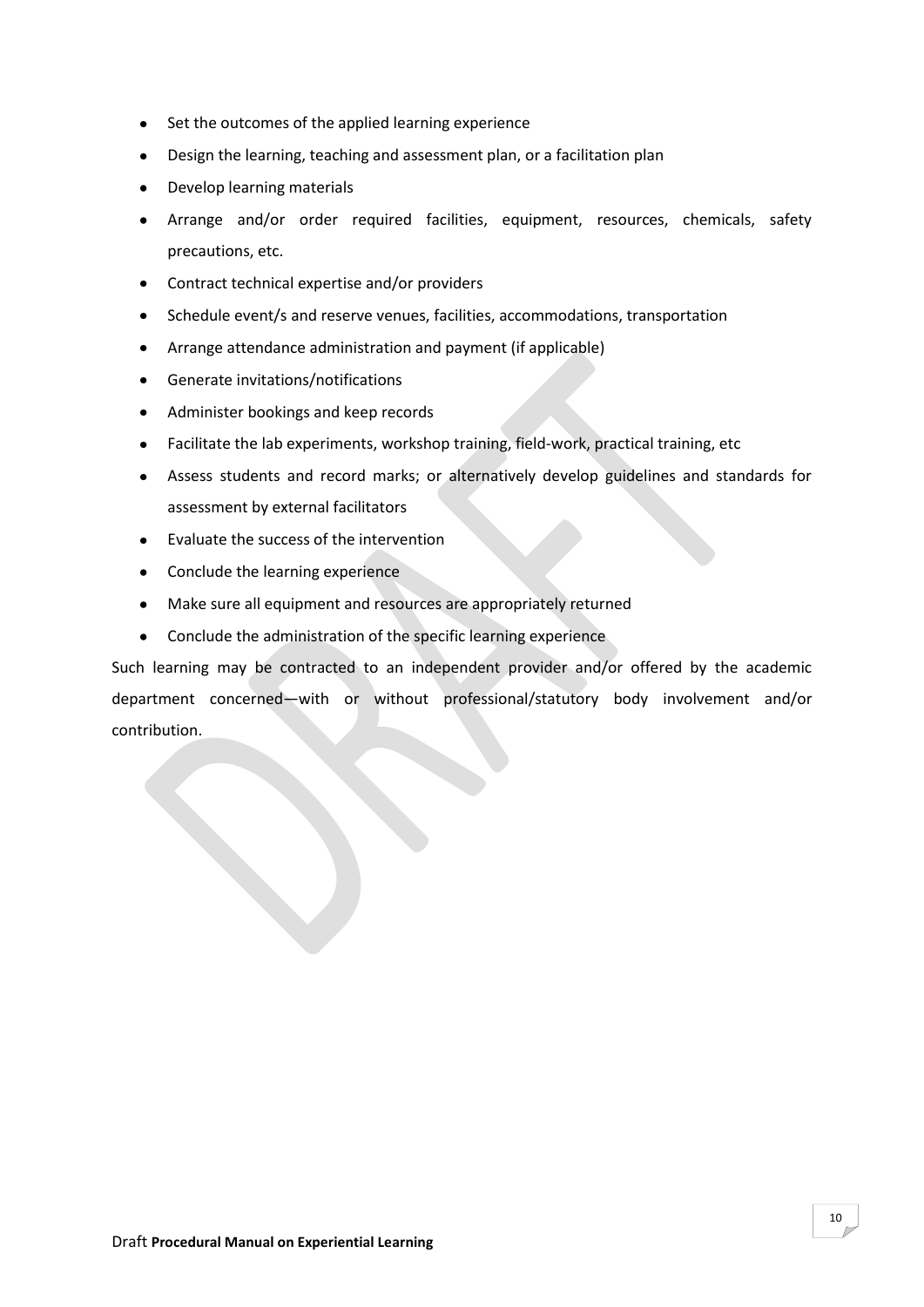- Set the outcomes of the applied learning experience
- Design the learning, teaching and assessment plan, or a facilitation plan
- Develop learning materials
- Arrange and/or order required facilities, equipment, resources, chemicals, safety precautions, etc.
- Contract technical expertise and/or providers
- Schedule event/s and reserve venues, facilities, accommodations, transportation
- Arrange attendance administration and payment (if applicable)
- Generate invitations/notifications
- Administer bookings and keep records
- Facilitate the lab experiments, workshop training, field-work, practical training, etc
- Assess students and record marks; or alternatively develop guidelines and standards for assessment by external facilitators
- Evaluate the success of the intervention
- Conclude the learning experience
- Make sure all equipment and resources are appropriately returned
- Conclude the administration of the specific learning experience

Such learning may be contracted to an independent provider and/or offered by the academic department concerned—with or without professional/statutory body involvement and/or contribution.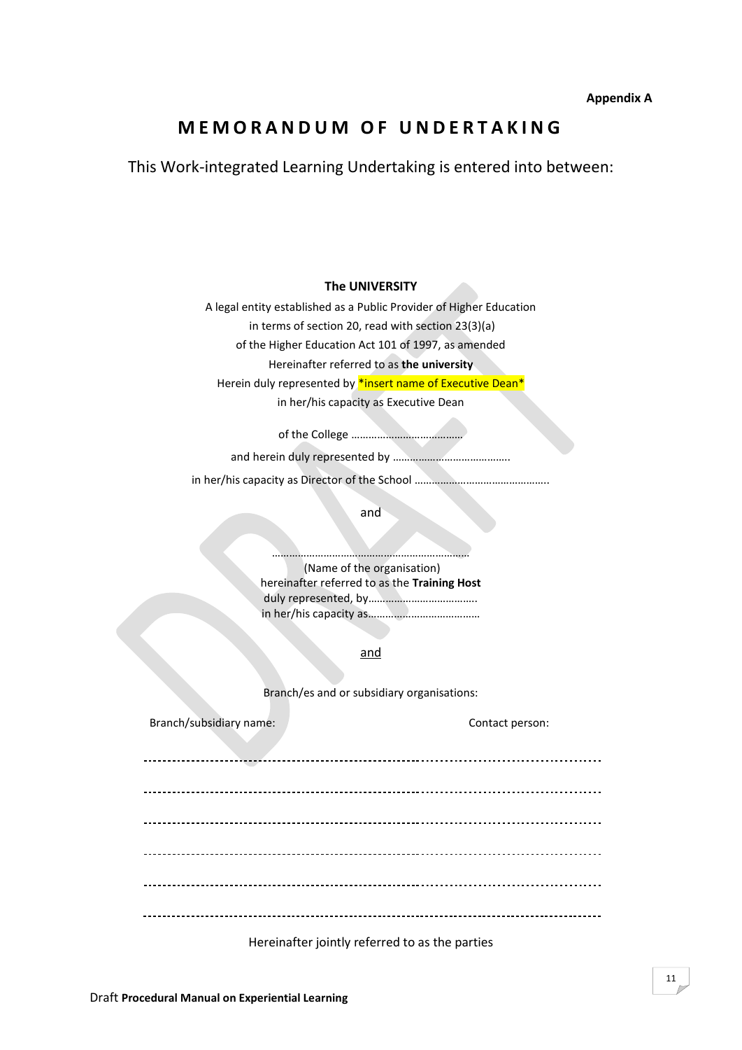**Appendix A**

# MEMORANDUM OF UNDERTAKING

This Work-integrated Learning Undertaking is entered into between:

**The UNIVERSITY**

A legal entity established as a Public Provider of Higher Education
in terms of section 20, read with section 23(3)(a)
of the Higher Education Act 101 of 1997, as amended
Hereinafter referred to as **the university**
Herein duly represented by *insert name of Executive Dean*
in her/his capacity as Executive Dean

of the College …………………………………

and herein duly represented by …………………………………..

in her/his capacity as Director of the School ………………………………………..

and

……………………………………………………………
(Name of the organisation)
hereinafter referred to as the **Training Host**
duly represented, by……………………………….
in her/his capacity as…………………………………

and

Branch/es and or subsidiary organisations:

| Branch/subsidiary name: | Contact person: |
| --- | --- |
| ………………………………………………………… | ………………………………… |
| ………………………………………………………… | ………………………………… |
| ………………………………………………………… | ………………………………… |
| ………………………………………………………… | ………………………………… |
| ………………………………………………………… | ………………………………… |
| ………………………………………………………… | ………………………………… |

Hereinafter jointly referred to as the parties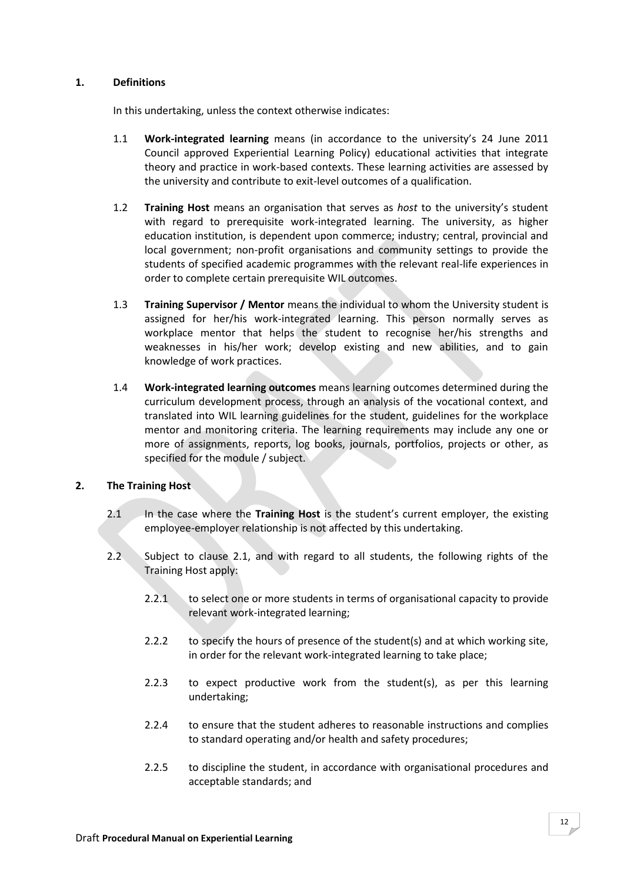## 1. Definitions

In this undertaking, unless the context otherwise indicates:

1.1 **Work-integrated learning** means (in accordance to the university's 24 June 2011 Council approved Experiential Learning Policy) educational activities that integrate theory and practice in work-based contexts. These learning activities are assessed by the university and contribute to exit-level outcomes of a qualification.

1.2 **Training Host** means an organisation that serves as *host* to the university's student with regard to prerequisite work-integrated learning. The university, as higher education institution, is dependent upon commerce; industry; central, provincial and local government; non-profit organisations and community settings to provide the students of specified academic programmes with the relevant real-life experiences in order to complete certain prerequisite WIL outcomes.

1.3 **Training Supervisor / Mentor** means the individual to whom the University student is assigned for her/his work-integrated learning. This person normally serves as workplace mentor that helps the student to recognise her/his strengths and weaknesses in his/her work; develop existing and new abilities, and to gain knowledge of work practices.

1.4 **Work-integrated learning outcomes** means learning outcomes determined during the curriculum development process, through an analysis of the vocational context, and translated into WIL learning guidelines for the student, guidelines for the workplace mentor and monitoring criteria. The learning requirements may include any one or more of assignments, reports, log books, journals, portfolios, projects or other, as specified for the module / subject.

## 2. The Training Host

2.1 In the case where the **Training Host** is the student's current employer, the existing employee-employer relationship is not affected by this undertaking.

2.2 Subject to clause 2.1, and with regard to all students, the following rights of the Training Host apply:

2.2.1 to select one or more students in terms of organisational capacity to provide relevant work-integrated learning;

2.2.2 to specify the hours of presence of the student(s) and at which working site, in order for the relevant work-integrated learning to take place;

2.2.3 to expect productive work from the student(s), as per this learning undertaking;

2.2.4 to ensure that the student adheres to reasonable instructions and complies to standard operating and/or health and safety procedures;

2.2.5 to discipline the student, in accordance with organisational procedures and acceptable standards; and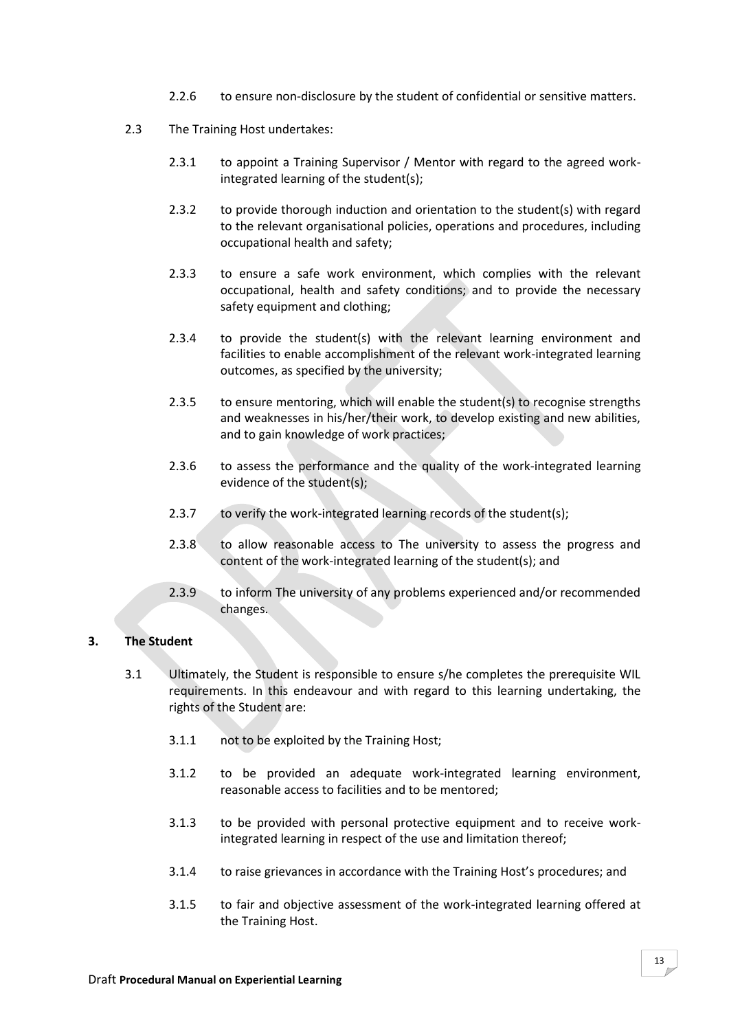2.2.6 to ensure non-disclosure by the student of confidential or sensitive matters.

2.3 The Training Host undertakes:

2.3.1 to appoint a Training Supervisor / Mentor with regard to the agreed work-integrated learning of the student(s);

2.3.2 to provide thorough induction and orientation to the student(s) with regard to the relevant organisational policies, operations and procedures, including occupational health and safety;

2.3.3 to ensure a safe work environment, which complies with the relevant occupational, health and safety conditions; and to provide the necessary safety equipment and clothing;

2.3.4 to provide the student(s) with the relevant learning environment and facilities to enable accomplishment of the relevant work-integrated learning outcomes, as specified by the university;

2.3.5 to ensure mentoring, which will enable the student(s) to recognise strengths and weaknesses in his/her/their work, to develop existing and new abilities, and to gain knowledge of work practices;

2.3.6 to assess the performance and the quality of the work-integrated learning evidence of the student(s);

2.3.7 to verify the work-integrated learning records of the student(s);

2.3.8 to allow reasonable access to The university to assess the progress and content of the work-integrated learning of the student(s); and

2.3.9 to inform The university of any problems experienced and/or recommended changes.

## 3. The Student

3.1 Ultimately, the Student is responsible to ensure s/he completes the prerequisite WIL requirements. In this endeavour and with regard to this learning undertaking, the rights of the Student are:

3.1.1 not to be exploited by the Training Host;

3.1.2 to be provided an adequate work-integrated learning environment, reasonable access to facilities and to be mentored;

3.1.3 to be provided with personal protective equipment and to receive work-integrated learning in respect of the use and limitation thereof;

3.1.4 to raise grievances in accordance with the Training Host's procedures; and

3.1.5 to fair and objective assessment of the work-integrated learning offered at the Training Host.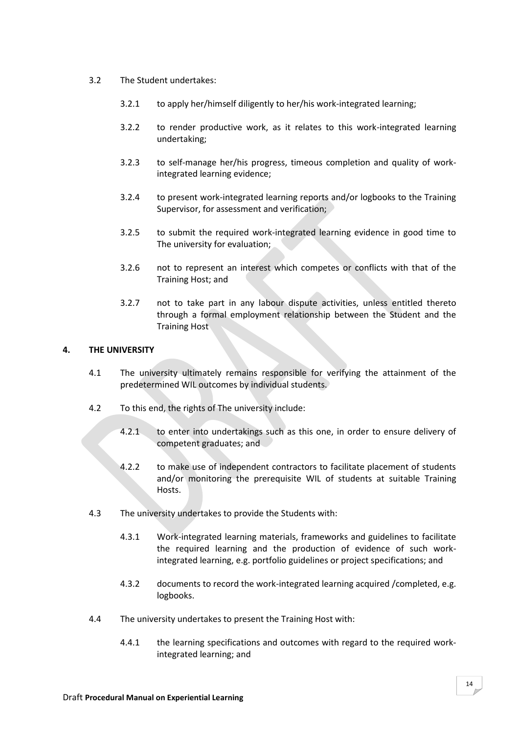3.2 The Student undertakes:

3.2.1 to apply her/himself diligently to her/his work-integrated learning;

3.2.2 to render productive work, as it relates to this work-integrated learning undertaking;

3.2.3 to self-manage her/his progress, timeous completion and quality of work-integrated learning evidence;

3.2.4 to present work-integrated learning reports and/or logbooks to the Training Supervisor, for assessment and verification;

3.2.5 to submit the required work-integrated learning evidence in good time to The university for evaluation;

3.2.6 not to represent an interest which competes or conflicts with that of the Training Host; and

3.2.7 not to take part in any labour dispute activities, unless entitled thereto through a formal employment relationship between the Student and the Training Host

## 4. THE UNIVERSITY

4.1 The university ultimately remains responsible for verifying the attainment of the predetermined WIL outcomes by individual students.

4.2 To this end, the rights of The university include:

4.2.1 to enter into undertakings such as this one, in order to ensure delivery of competent graduates; and

4.2.2 to make use of independent contractors to facilitate placement of students and/or monitoring the prerequisite WIL of students at suitable Training Hosts.

4.3 The university undertakes to provide the Students with:

4.3.1 Work-integrated learning materials, frameworks and guidelines to facilitate the required learning and the production of evidence of such work-integrated learning, e.g. portfolio guidelines or project specifications; and

4.3.2 documents to record the work-integrated learning acquired /completed, e.g. logbooks.

4.4 The university undertakes to present the Training Host with:

4.4.1 the learning specifications and outcomes with regard to the required work-integrated learning; and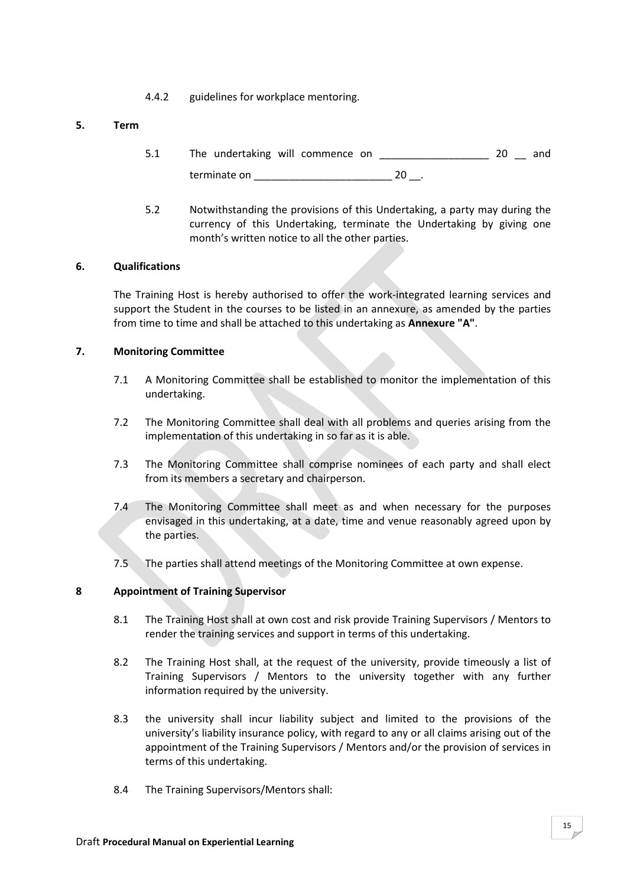4.4.2 guidelines for workplace mentoring.

**5. Term**

5.1 The undertaking will commence on ___________________ 20 __ and terminate on ________________________ 20 __.

5.2 Notwithstanding the provisions of this Undertaking, a party may during the currency of this Undertaking, terminate the Undertaking by giving one month's written notice to all the other parties.

**6. Qualifications**

The Training Host is hereby authorised to offer the work-integrated learning services and support the Student in the courses to be listed in an annexure, as amended by the parties from time to time and shall be attached to this undertaking as **Annexure "A"**.

**7. Monitoring Committee**

7.1 A Monitoring Committee shall be established to monitor the implementation of this undertaking.

7.2 The Monitoring Committee shall deal with all problems and queries arising from the implementation of this undertaking in so far as it is able.

7.3 The Monitoring Committee shall comprise nominees of each party and shall elect from its members a secretary and chairperson.

7.4 The Monitoring Committee shall meet as and when necessary for the purposes envisaged in this undertaking, at a date, time and venue reasonably agreed upon by the parties.

7.5 The parties shall attend meetings of the Monitoring Committee at own expense.

**8 Appointment of Training Supervisor**

8.1 The Training Host shall at own cost and risk provide Training Supervisors / Mentors to render the training services and support in terms of this undertaking.

8.2 The Training Host shall, at the request of the university, provide timeously a list of Training Supervisors / Mentors to the university together with any further information required by the university.

8.3 the university shall incur liability subject and limited to the provisions of the university's liability insurance policy, with regard to any or all claims arising out of the appointment of the Training Supervisors / Mentors and/or the provision of services in terms of this undertaking.

8.4 The Training Supervisors/Mentors shall: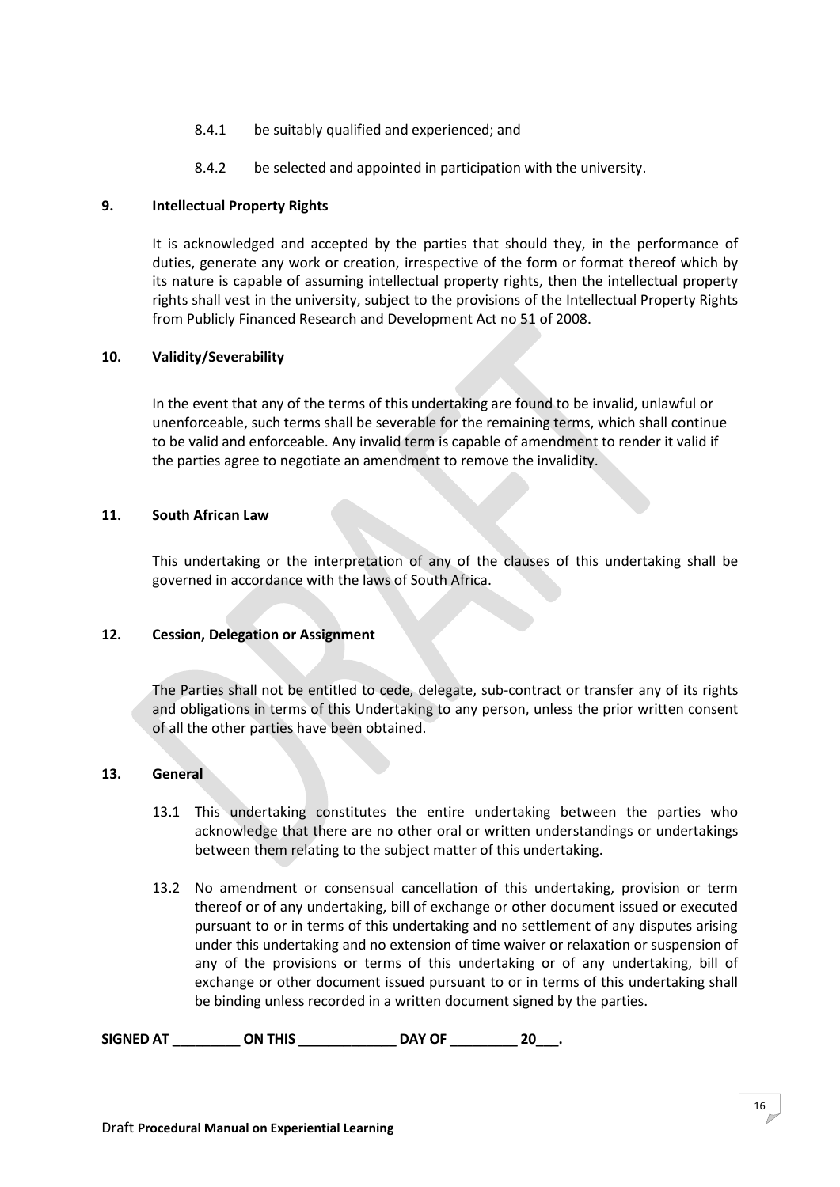8.4.1 be suitably qualified and experienced; and

8.4.2 be selected and appointed in participation with the university.

**9. Intellectual Property Rights**

It is acknowledged and accepted by the parties that should they, in the performance of duties, generate any work or creation, irrespective of the form or format thereof which by its nature is capable of assuming intellectual property rights, then the intellectual property rights shall vest in the university, subject to the provisions of the Intellectual Property Rights from Publicly Financed Research and Development Act no 51 of 2008.

**10. Validity/Severability**

In the event that any of the terms of this undertaking are found to be invalid, unlawful or unenforceable, such terms shall be severable for the remaining terms, which shall continue to be valid and enforceable. Any invalid term is capable of amendment to render it valid if the parties agree to negotiate an amendment to remove the invalidity.

**11. South African Law**

This undertaking or the interpretation of any of the clauses of this undertaking shall be governed in accordance with the laws of South Africa.

**12. Cession, Delegation or Assignment**

The Parties shall not be entitled to cede, delegate, sub-contract or transfer any of its rights and obligations in terms of this Undertaking to any person, unless the prior written consent of all the other parties have been obtained.

**13. General**

13.1 This undertaking constitutes the entire undertaking between the parties who acknowledge that there are no other oral or written understandings or undertakings between them relating to the subject matter of this undertaking.

13.2 No amendment or consensual cancellation of this undertaking, provision or term thereof or of any undertaking, bill of exchange or other document issued or executed pursuant to or in terms of this undertaking and no settlement of any disputes arising under this undertaking and no extension of time waiver or relaxation or suspension of any of the provisions or terms of this undertaking or of any undertaking, bill of exchange or other document issued pursuant to or in terms of this undertaking shall be binding unless recorded in a written document signed by the parties.

**SIGNED AT _________ ON THIS _____________ DAY OF _________ 20___.**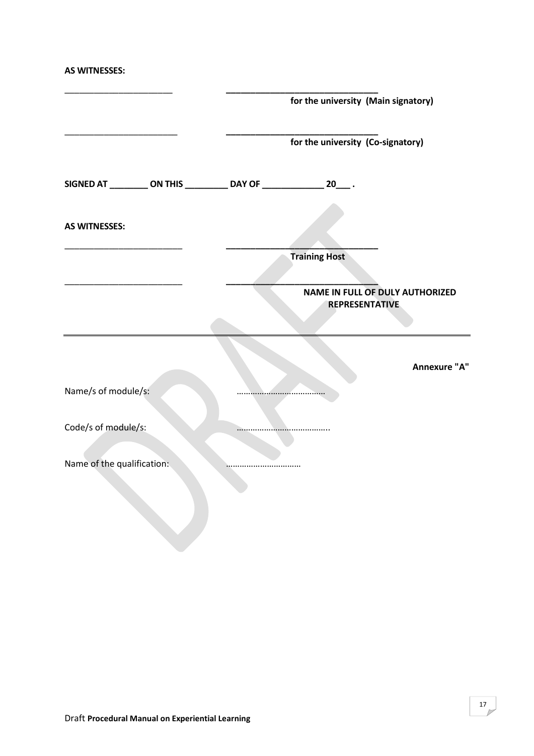**AS WITNESSES:**

\_\_\_\_\_\_\_\_\_\_\_\_\_\_\_\_\_\_\_\_\_\_\_ \_\_\_\_\_\_\_\_\_\_\_\_\_\_\_\_\_\_\_\_\_\_\_\_\_\_\_\_\_\_\_\_

**for the university (Main signatory)**

\_\_\_\_\_\_\_\_\_\_\_\_\_\_\_\_\_\_\_\_\_\_\_\_ \_\_\_\_\_\_\_\_\_\_\_\_\_\_\_\_\_\_\_\_\_\_\_\_\_\_\_\_\_\_\_\_

**for the university (Co-signatory)**

**SIGNED AT \_\_\_\_\_\_\_\_ ON THIS \_\_\_\_\_\_\_\_\_ DAY OF \_\_\_\_\_\_\_\_\_\_\_\_\_ 20\_\_\_ .**

**AS WITNESSES:**

\_\_\_\_\_\_\_\_\_\_\_\_\_\_\_\_\_\_\_\_\_\_\_\_\_ \_\_\_\_\_\_\_\_\_\_\_\_\_\_\_\_\_\_\_\_\_\_\_\_\_\_\_\_\_\_\_\_

**Training Host**

\_\_\_\_\_\_\_\_\_\_\_\_\_\_\_\_\_\_\_\_\_\_\_\_\_ \_\_\_\_\_\_\_\_\_\_\_\_\_\_\_\_\_\_\_\_\_\_\_\_\_\_\_\_\_\_\_\_

**NAME IN FULL OF DULY AUTHORIZED REPRESENTATIVE**

---

**Annexure "A"**

Name/s of module/s: …………………………………

Code/s of module/s: …………………………………..

Name of the qualification: ……………………………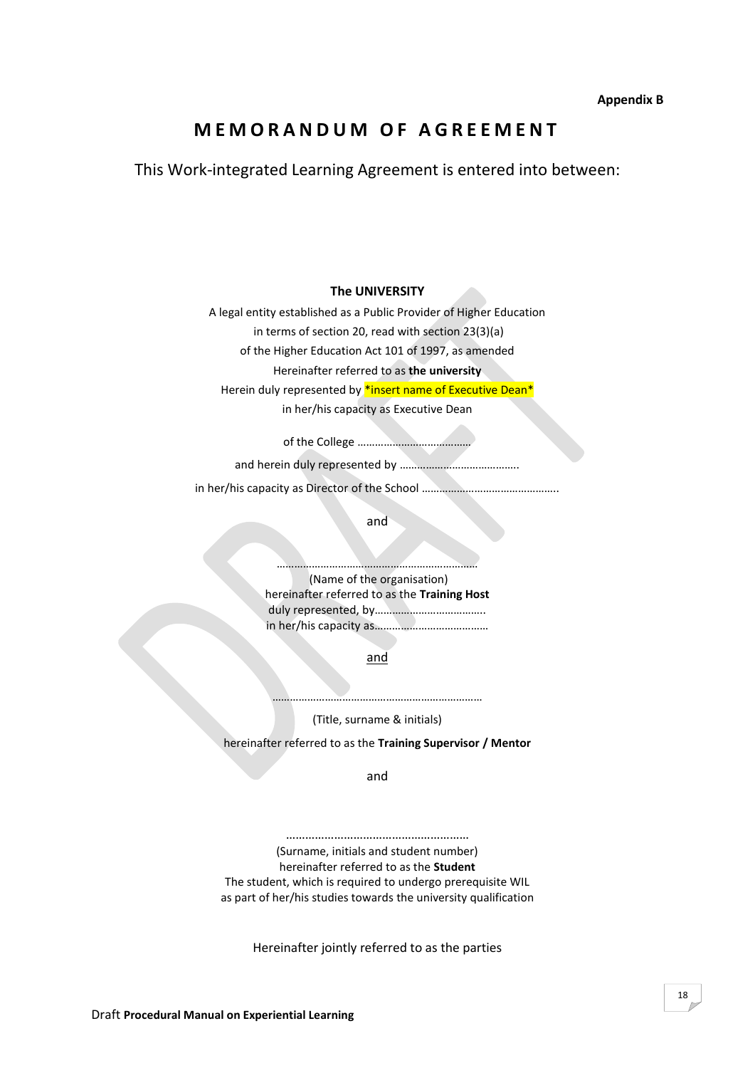**Appendix B**

# MEMORANDUM OF AGREEMENT

## This Work-integrated Learning Agreement is entered into between:

**The UNIVERSITY**

A legal entity established as a Public Provider of Higher Education

in terms of section 20, read with section 23(3)(a)

of the Higher Education Act 101 of 1997, as amended

Hereinafter referred to as **the university**

Herein duly represented by *insert name of Executive Dean*

in her/his capacity as Executive Dean

of the College ………………………………….

and herein duly represented by …………………………………..

in her/his capacity as Director of the School ………………………………………..

and

……………………………………………………………

(Name of the organisation)

hereinafter referred to as the **Training Host**

duly represented, by………………………………..

in her/his capacity as…………………………………

and

……………………………………………………………

(Title, surname & initials)

hereinafter referred to as the **Training Supervisor / Mentor**

and

………………………………………………..

(Surname, initials and student number)

hereinafter referred to as the **Student**

The student, which is required to undergo prerequisite WIL

as part of her/his studies towards the university qualification

Hereinafter jointly referred to as the parties

Draft **Procedural Manual on Experiential Learning**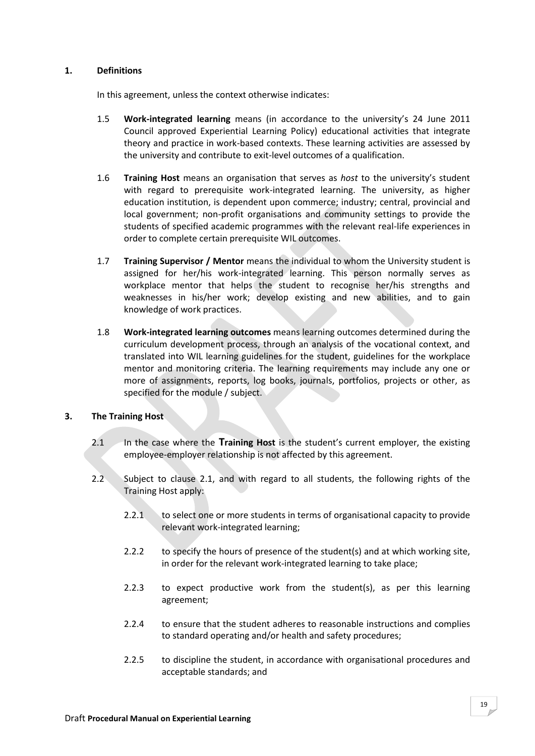**1. Definitions**

In this agreement, unless the context otherwise indicates:

1.5 **Work-integrated learning** means (in accordance to the university's 24 June 2011 Council approved Experiential Learning Policy) educational activities that integrate theory and practice in work-based contexts. These learning activities are assessed by the university and contribute to exit-level outcomes of a qualification.

1.6 **Training Host** means an organisation that serves as *host* to the university's student with regard to prerequisite work-integrated learning. The university, as higher education institution, is dependent upon commerce; industry; central, provincial and local government; non-profit organisations and community settings to provide the students of specified academic programmes with the relevant real-life experiences in order to complete certain prerequisite WIL outcomes.

1.7 **Training Supervisor / Mentor** means the individual to whom the University student is assigned for her/his work-integrated learning. This person normally serves as workplace mentor that helps the student to recognise her/his strengths and weaknesses in his/her work; develop existing and new abilities, and to gain knowledge of work practices.

1.8 **Work-integrated learning outcomes** means learning outcomes determined during the curriculum development process, through an analysis of the vocational context, and translated into WIL learning guidelines for the student, guidelines for the workplace mentor and monitoring criteria. The learning requirements may include any one or more of assignments, reports, log books, journals, portfolios, projects or other, as specified for the module / subject.

**3. The Training Host**

2.1 In the case where the **Training Host** is the student's current employer, the existing employee-employer relationship is not affected by this agreement.

2.2 Subject to clause 2.1, and with regard to all students, the following rights of the Training Host apply:

2.2.1 to select one or more students in terms of organisational capacity to provide relevant work-integrated learning;

2.2.2 to specify the hours of presence of the student(s) and at which working site, in order for the relevant work-integrated learning to take place;

2.2.3 to expect productive work from the student(s), as per this learning agreement;

2.2.4 to ensure that the student adheres to reasonable instructions and complies to standard operating and/or health and safety procedures;

2.2.5 to discipline the student, in accordance with organisational procedures and acceptable standards; and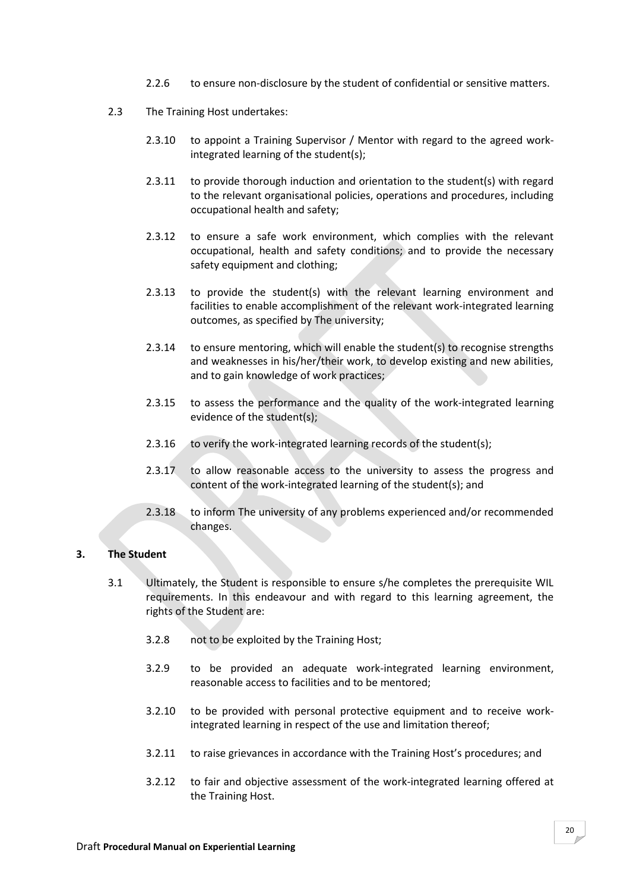2.2.6 to ensure non-disclosure by the student of confidential or sensitive matters.

2.3 The Training Host undertakes:

2.3.10 to appoint a Training Supervisor / Mentor with regard to the agreed work-integrated learning of the student(s);

2.3.11 to provide thorough induction and orientation to the student(s) with regard to the relevant organisational policies, operations and procedures, including occupational health and safety;

2.3.12 to ensure a safe work environment, which complies with the relevant occupational, health and safety conditions; and to provide the necessary safety equipment and clothing;

2.3.13 to provide the student(s) with the relevant learning environment and facilities to enable accomplishment of the relevant work-integrated learning outcomes, as specified by The university;

2.3.14 to ensure mentoring, which will enable the student(s) to recognise strengths and weaknesses in his/her/their work, to develop existing and new abilities, and to gain knowledge of work practices;

2.3.15 to assess the performance and the quality of the work-integrated learning evidence of the student(s);

2.3.16 to verify the work-integrated learning records of the student(s);

2.3.17 to allow reasonable access to the university to assess the progress and content of the work-integrated learning of the student(s); and

2.3.18 to inform The university of any problems experienced and/or recommended changes.

### 3. The Student

3.1 Ultimately, the Student is responsible to ensure s/he completes the prerequisite WIL requirements. In this endeavour and with regard to this learning agreement, the rights of the Student are:

3.2.8 not to be exploited by the Training Host;

3.2.9 to be provided an adequate work-integrated learning environment, reasonable access to facilities and to be mentored;

3.2.10 to be provided with personal protective equipment and to receive work-integrated learning in respect of the use and limitation thereof;

3.2.11 to raise grievances in accordance with the Training Host's procedures; and

3.2.12 to fair and objective assessment of the work-integrated learning offered at the Training Host.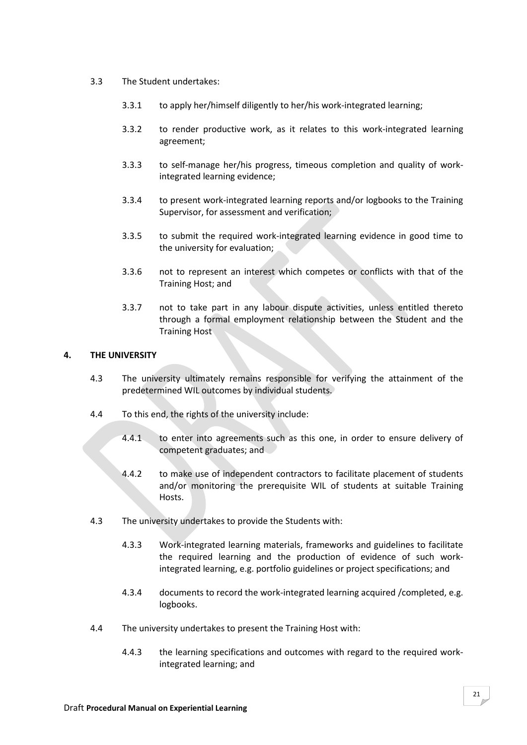3.3 The Student undertakes:

3.3.1 to apply her/himself diligently to her/his work-integrated learning;

3.3.2 to render productive work, as it relates to this work-integrated learning agreement;

3.3.3 to self-manage her/his progress, timeous completion and quality of work-integrated learning evidence;

3.3.4 to present work-integrated learning reports and/or logbooks to the Training Supervisor, for assessment and verification;

3.3.5 to submit the required work-integrated learning evidence in good time to the university for evaluation;

3.3.6 not to represent an interest which competes or conflicts with that of the Training Host; and

3.3.7 not to take part in any labour dispute activities, unless entitled thereto through a formal employment relationship between the Student and the Training Host

## 4. THE UNIVERSITY

4.3 The university ultimately remains responsible for verifying the attainment of the predetermined WIL outcomes by individual students.

4.4 To this end, the rights of the university include:

4.4.1 to enter into agreements such as this one, in order to ensure delivery of competent graduates; and

4.4.2 to make use of independent contractors to facilitate placement of students and/or monitoring the prerequisite WIL of students at suitable Training Hosts.

4.3 The university undertakes to provide the Students with:

4.3.3 Work-integrated learning materials, frameworks and guidelines to facilitate the required learning and the production of evidence of such work-integrated learning, e.g. portfolio guidelines or project specifications; and

4.3.4 documents to record the work-integrated learning acquired /completed, e.g. logbooks.

4.4 The university undertakes to present the Training Host with:

4.4.3 the learning specifications and outcomes with regard to the required work-integrated learning; and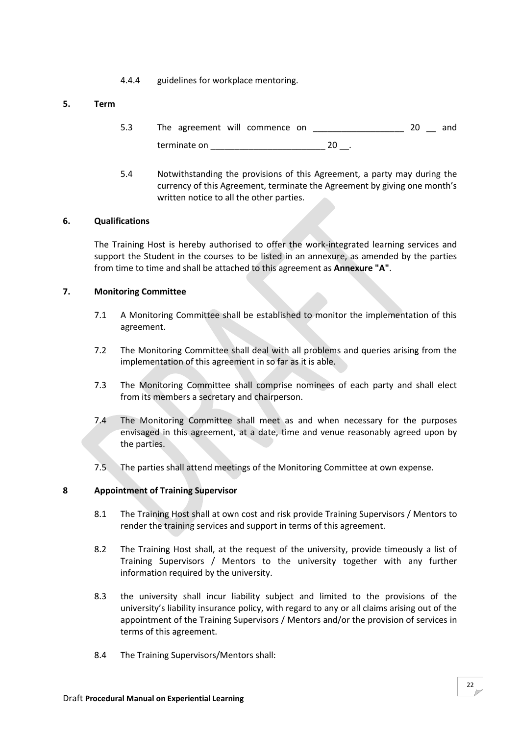4.4.4 guidelines for workplace mentoring.

## 5. Term

5.3 The agreement will commence on ___________________ 20 __ and terminate on ________________________ 20 __.

5.4 Notwithstanding the provisions of this Agreement, a party may during the currency of this Agreement, terminate the Agreement by giving one month's written notice to all the other parties.

## 6. Qualifications

The Training Host is hereby authorised to offer the work-integrated learning services and support the Student in the courses to be listed in an annexure, as amended by the parties from time to time and shall be attached to this agreement as **Annexure "A"**.

## 7. Monitoring Committee

7.1 A Monitoring Committee shall be established to monitor the implementation of this agreement.

7.2 The Monitoring Committee shall deal with all problems and queries arising from the implementation of this agreement in so far as it is able.

7.3 The Monitoring Committee shall comprise nominees of each party and shall elect from its members a secretary and chairperson.

7.4 The Monitoring Committee shall meet as and when necessary for the purposes envisaged in this agreement, at a date, time and venue reasonably agreed upon by the parties.

7.5 The parties shall attend meetings of the Monitoring Committee at own expense.

## 8 Appointment of Training Supervisor

8.1 The Training Host shall at own cost and risk provide Training Supervisors / Mentors to render the training services and support in terms of this agreement.

8.2 The Training Host shall, at the request of the university, provide timeously a list of Training Supervisors / Mentors to the university together with any further information required by the university.

8.3 the university shall incur liability subject and limited to the provisions of the university's liability insurance policy, with regard to any or all claims arising out of the appointment of the Training Supervisors / Mentors and/or the provision of services in terms of this agreement.

8.4 The Training Supervisors/Mentors shall: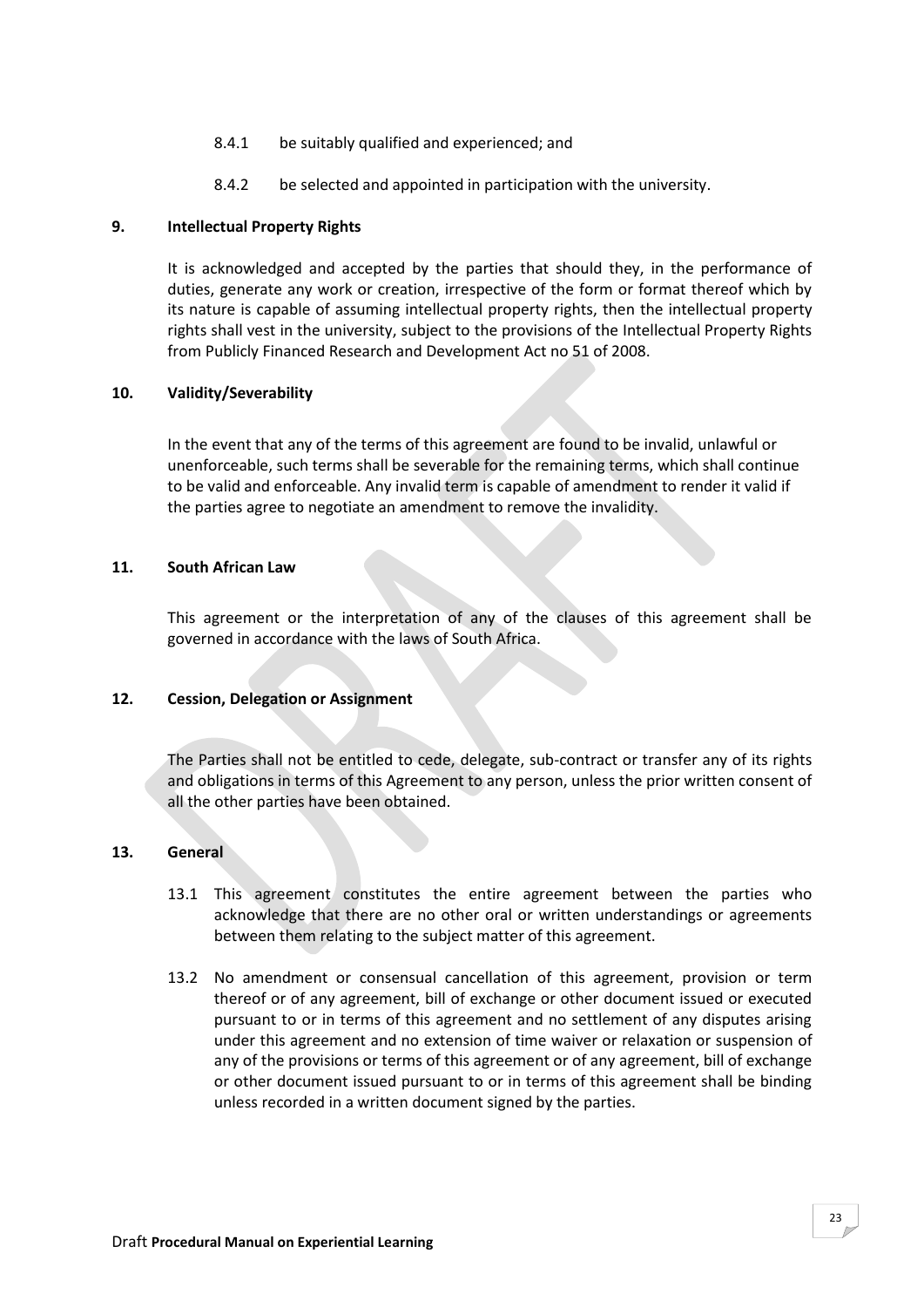8.4.1 be suitably qualified and experienced; and

8.4.2 be selected and appointed in participation with the university.

**9. Intellectual Property Rights**

It is acknowledged and accepted by the parties that should they, in the performance of duties, generate any work or creation, irrespective of the form or format thereof which by its nature is capable of assuming intellectual property rights, then the intellectual property rights shall vest in the university, subject to the provisions of the Intellectual Property Rights from Publicly Financed Research and Development Act no 51 of 2008.

**10. Validity/Severability**

In the event that any of the terms of this agreement are found to be invalid, unlawful or unenforceable, such terms shall be severable for the remaining terms, which shall continue to be valid and enforceable. Any invalid term is capable of amendment to render it valid if the parties agree to negotiate an amendment to remove the invalidity.

**11. South African Law**

This agreement or the interpretation of any of the clauses of this agreement shall be governed in accordance with the laws of South Africa.

**12. Cession, Delegation or Assignment**

The Parties shall not be entitled to cede, delegate, sub-contract or transfer any of its rights and obligations in terms of this Agreement to any person, unless the prior written consent of all the other parties have been obtained.

**13. General**

13.1 This agreement constitutes the entire agreement between the parties who acknowledge that there are no other oral or written understandings or agreements between them relating to the subject matter of this agreement.

13.2 No amendment or consensual cancellation of this agreement, provision or term thereof or of any agreement, bill of exchange or other document issued or executed pursuant to or in terms of this agreement and no settlement of any disputes arising under this agreement and no extension of time waiver or relaxation or suspension of any of the provisions or terms of this agreement or of any agreement, bill of exchange or other document issued pursuant to or in terms of this agreement shall be binding unless recorded in a written document signed by the parties.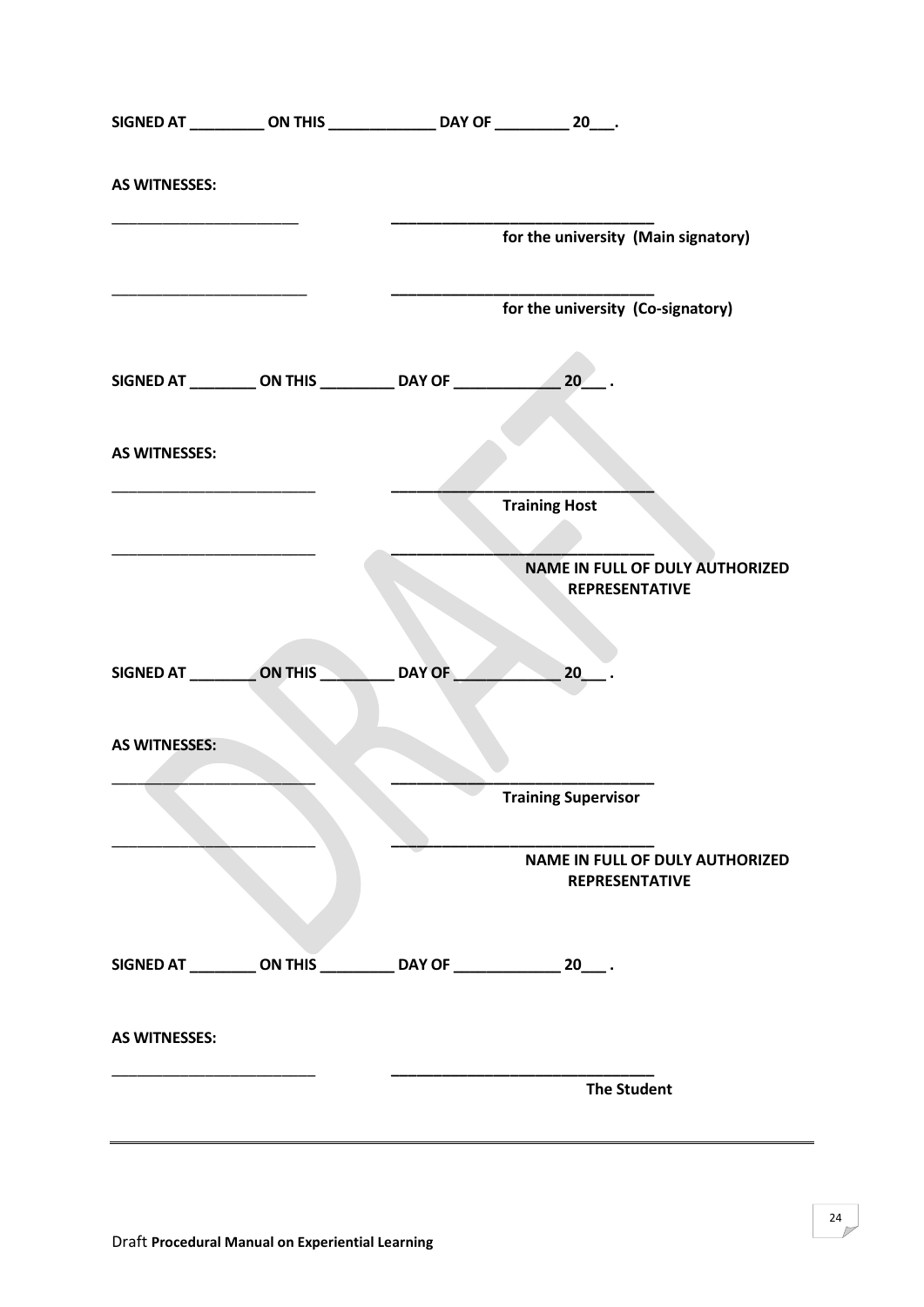**SIGNED AT _________ ON THIS _____________ DAY OF _________ 20___.**

**AS WITNESSES:**

_______________________ _______________________________
**for the university (Main signatory)**

_______________________ _______________________________
**for the university (Co-signatory)**

**SIGNED AT ________ ON THIS _________ DAY OF _____________ 20___ .**

**AS WITNESSES:**

_________________________ _______________________________
**Training Host**

_________________________ _______________________________
**NAME IN FULL OF DULY AUTHORIZED REPRESENTATIVE**

**SIGNED AT ________ ON THIS _________ DAY OF _____________ 20___ .**

**AS WITNESSES:**

_________________________ _______________________________
**Training Supervisor**

_________________________ _______________________________
**NAME IN FULL OF DULY AUTHORIZED REPRESENTATIVE**

**SIGNED AT ________ ON THIS _________ DAY OF _____________ 20___ .**

**AS WITNESSES:**

_________________________ _______________________________
**The Student**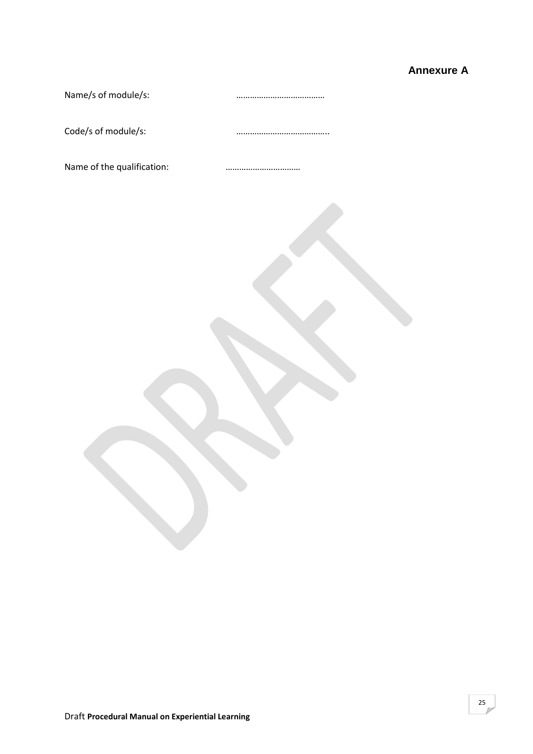**Annexure A**

Name/s of module/s: …………………………………

Code/s of module/s: …………………………………..

Name of the qualification: ……………………………